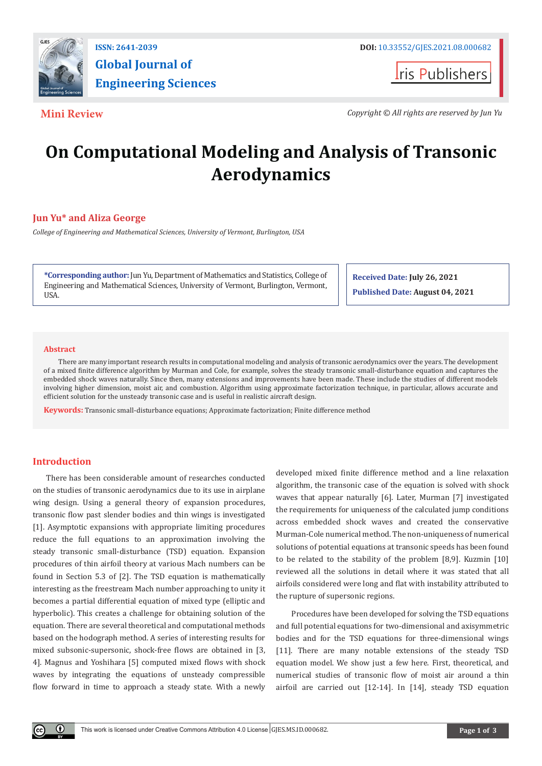Mini Review

# On Computational Modeling and Analysis of Transonic Aerodynamics

**Jun Yu* and Aliza George**

*College of Engineering and Mathematical Sciences, University of Vermont, Burlington, USA*

***Corresponding author:** Jun Yu, Department of Mathematics and Statistics, College of Engineering and Mathematical Sciences, University of Vermont, Burlington, Vermont, USA.

**Received Date:** July 26, 2021

**Published Date:** August 04, 2021

## Abstract

There are many important research results in computational modeling and analysis of transonic aerodynamics over the years. The development of a mixed finite difference algorithm by Murman and Cole, for example, solves the steady transonic small-disturbance equation and captures the embedded shock waves naturally. Since then, many extensions and improvements have been made. These include the studies of different models involving higher dimension, moist air, and combustion. Algorithm using approximate factorization technique, in particular, allows accurate and efficient solution for the unsteady transonic case and is useful in realistic aircraft design.

**Keywords:** Transonic small-disturbance equations; Approximate factorization; Finite difference method

## Introduction

There has been considerable amount of researches conducted on the studies of transonic aerodynamics due to its use in airplane wing design. Using a general theory of expansion procedures, transonic flow past slender bodies and thin wings is investigated [1]. Asymptotic expansions with appropriate limiting procedures reduce the full equations to an approximation involving the steady transonic small-disturbance (TSD) equation. Expansion procedures of thin airfoil theory at various Mach numbers can be found in Section 5.3 of [2]. The TSD equation is mathematically interesting as the freestream Mach number approaching to unity it becomes a partial differential equation of mixed type (elliptic and hyperbolic). This creates a challenge for obtaining solution of the equation. There are several theoretical and computational methods based on the hodograph method. A series of interesting results for mixed subsonic-supersonic, shock-free flows are obtained in [3, 4]. Magnus and Yoshihara [5] computed mixed flows with shock waves by integrating the equations of unsteady compressible flow forward in time to approach a steady state. With a newly developed mixed finite difference method and a line relaxation algorithm, the transonic case of the equation is solved with shock waves that appear naturally [6]. Later, Murman [7] investigated the requirements for uniqueness of the calculated jump conditions across embedded shock waves and created the conservative Murman-Cole numerical method. The non-uniqueness of numerical solutions of potential equations at transonic speeds has been found to be related to the stability of the problem [8,9]. Kuzmin [10] reviewed all the solutions in detail where it was stated that all airfoils considered were long and flat with instability attributed to the rupture of supersonic regions.

Procedures have been developed for solving the TSD equations and full potential equations for two-dimensional and axisymmetric bodies and for the TSD equations for three-dimensional wings [11]. There are many notable extensions of the steady TSD equation model. We show just a few here. First, theoretical, and numerical studies of transonic flow of moist air around a thin airfoil are carried out [12-14]. In [14], steady TSD equation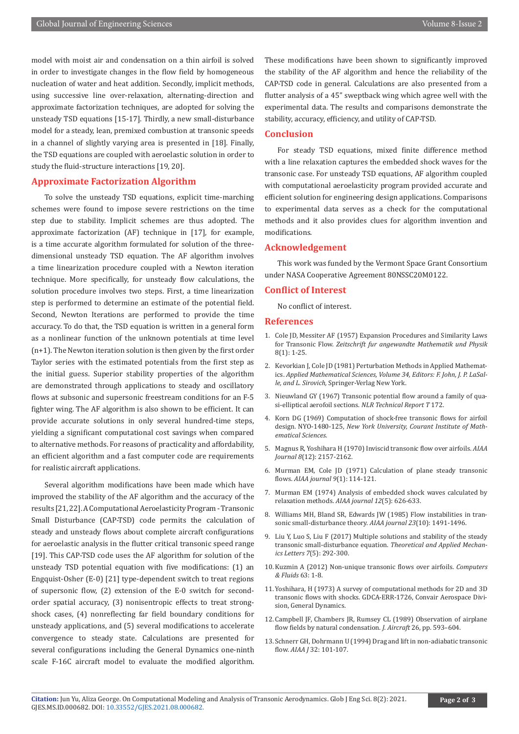model with moist air and condensation on a thin airfoil is solved in order to investigate changes in the flow field by homogeneous nucleation of water and heat addition. Secondly, implicit methods, using successive line over-relaxation, alternating-direction and approximate factorization techniques, are adopted for solving the unsteady TSD equations [15-17]. Thirdly, a new small-disturbance model for a steady, lean, premixed combustion at transonic speeds in a channel of slightly varying area is presented in [18]. Finally, the TSD equations are coupled with aeroelastic solution in order to study the fluid-structure interactions [19, 20].

## Approximate Factorization Algorithm

To solve the unsteady TSD equations, explicit time-marching schemes were found to impose severe restrictions on the time step due to stability. Implicit schemes are thus adopted. The approximate factorization (AF) technique in [17], for example, is a time accurate algorithm formulated for solution of the three-dimensional unsteady TSD equation. The AF algorithm involves a time linearization procedure coupled with a Newton iteration technique. More specifically, for unsteady flow calculations, the solution procedure involves two steps. First, a time linearization step is performed to determine an estimate of the potential field. Second, Newton Iterations are performed to provide the time accuracy. To do that, the TSD equation is written in a general form as a nonlinear function of the unknown potentials at time level (n+1). The Newton iteration solution is then given by the first order Taylor series with the estimated potentials from the first step as the initial guess. Superior stability properties of the algorithm are demonstrated through applications to steady and oscillatory flows at subsonic and supersonic freestream conditions for an F-5 fighter wing. The AF algorithm is also shown to be efficient. It can provide accurate solutions in only several hundred-time steps, yielding a significant computational cost savings when compared to alternative methods. For reasons of practicality and affordability, an efficient algorithm and a fast computer code are requirements for realistic aircraft applications.

Several algorithm modifications have been made which have improved the stability of the AF algorithm and the accuracy of the results [21,22]. A Computational Aeroelasticity Program - Transonic Small Disturbance (CAP-TSD) code permits the calculation of steady and unsteady flows about complete aircraft configurations for aeroelastic analysis in the flutter critical transonic speed range [19]. This CAP-TSD code uses the AF algorithm for solution of the unsteady TSD potential equation with five modifications: (1) an Engquist-Osher (E-0) [21] type-dependent switch to treat regions of supersonic flow, (2) extension of the E-0 switch for second-order spatial accuracy, (3) nonisentropic effects to treat strong-shock cases, (4) nonreflecting far field boundary conditions for unsteady applications, and (5) several modifications to accelerate convergence to steady state. Calculations are presented for several configurations including the General Dynamics one-ninth scale F-16C aircraft model to evaluate the modified algorithm. These modifications have been shown to significantly improved the stability of the AF algorithm and hence the reliability of the CAP-TSD code in general. Calculations are also presented from a flutter analysis of a 45" sweptback wing which agree well with the experimental data. The results and comparisons demonstrate the stability, accuracy, efficiency, and utility of CAP-TSD.

## Conclusion

For steady TSD equations, mixed finite difference method with a line relaxation captures the embedded shock waves for the transonic case. For unsteady TSD equations, AF algorithm coupled with computational aeroelasticity program provided accurate and efficient solution for engineering design applications. Comparisons to experimental data serves as a check for the computational methods and it also provides clues for algorithm invention and modifications.

## Acknowledgement

This work was funded by the Vermont Space Grant Consortium under NASA Cooperative Agreement 80NSSC20M0122.

## Conflict of Interest

No conflict of interest.

## References

1. Cole JD, Messiter AF (1957) Expansion Procedures and Similarity Laws for Transonic Flow. *Zeitschrift fur angewandte Mathematik und Physik* 8(1): 1-25.
2. Kevorkian J, Cole JD (1981) Perturbation Methods in Applied Mathematics. *Applied Mathematical Sciences, Volume 34, Editors: F. John, J. P. LaSalle, and L. Sirovich,* Springer-Verlag New York.
3. Nieuwland GY (1967) Transonic potential flow around a family of quasi-elliptical aerofoil sections. *NLR Technical Report T* 172.
4. Korn DG (1969) Computation of shock-free transonic flows for airfoil design. NYO-1480-125, *New York University, Courant Institute of Mathematical Sciences.*
5. Magnus R, Yoshihara H (1970) Inviscid transonic flow over airfoils. *AIAA Journal 8*(12): 2157-2162.
6. Murman EM, Cole JD (1971) Calculation of plane steady transonic flows. *AIAA journal 9*(1): 114-121.
7. Murman EM (1974) Analysis of embedded shock waves calculated by relaxation methods. *AIAA journal 12*(5): 626-633.
8. Williams MH, Bland SR, Edwards JW (1985) Flow instabilities in transonic small-disturbance theory. *AIAA journal 23*(10): 1491-1496.
9. Liu Y, Luo S, Liu F (2017) Multiple solutions and stability of the steady transonic small-disturbance equation. *Theoretical and Applied Mechanics Letters 7*(5): 292-300.
10. Kuzmin A (2012) Non-unique transonic flows over airfoils. *Computers & Fluids* 63: 1-8.
11. Yoshihara, H (1973) A survey of computational methods for 2D and 3D transonic flows with shocks. GDCA-ERR-1726, Convair Aerospace Division, General Dynamics.
12. Campbell JF, Chambers JR, Rumsey CL (1989) Observation of airplane flow fields by natural condensation. *J. Aircraft* 26, pp. 593–604.
13. Schnerr GH, Dohrmann U (1994) Drag and lift in non-adiabatic transonic flow. *AIAA J* 32: 101-107.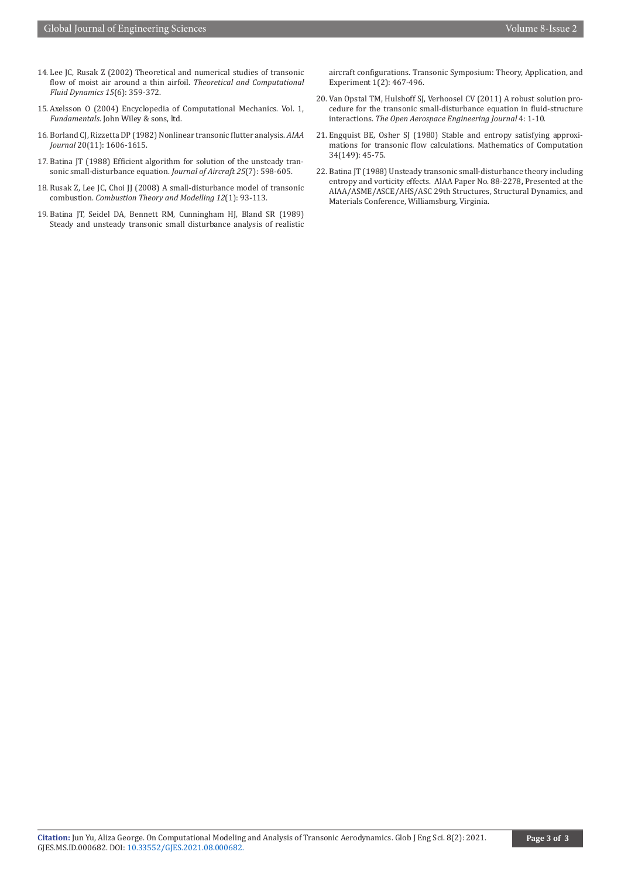14. Lee JC, Rusak Z (2002) Theoretical and numerical studies of transonic flow of moist air around a thin airfoil. *Theoretical and Computational Fluid Dynamics 15*(6): 359-372.

15. Axelsson O (2004) Encyclopedia of Computational Mechanics. Vol. 1, *Fundamentals*. John Wiley & sons, ltd.

16. Borland CJ, Rizzetta DP (1982) Nonlinear transonic flutter analysis. *AIAA Journal* 20(11): 1606-1615.

17. Batina JT (1988) Efficient algorithm for solution of the unsteady transonic small-disturbance equation. *Journal of Aircraft 25*(7): 598-605.

18. Rusak Z, Lee JC, Choi JJ (2008) A small-disturbance model of transonic combustion. *Combustion Theory and Modelling 12*(1): 93-113.

19. Batina JT, Seidel DA, Bennett RM, Cunningham HJ, Bland SR (1989) Steady and unsteady transonic small disturbance analysis of realistic aircraft configurations. Transonic Symposium: Theory, Application, and Experiment 1(2): 467-496.

20. Van Opstal TM, Hulshoff SJ, Verhoosel CV (2011) A robust solution procedure for the transonic small-disturbance equation in fluid-structure interactions. *The Open Aerospace Engineering Journal* 4: 1-10.

21. Engquist BE, Osher SJ (1980) Stable and entropy satisfying approximations for transonic flow calculations. Mathematics of Computation 34(149): 45-75.

22. Batina JT (1988) Unsteady transonic small-disturbance theory including entropy and vorticity effects. AIAA Paper No. 88-2278**,** Presented at the AIAA/ASME/ASCE/AHS/ASC 29th Structures, Structural Dynamics, and Materials Conference, Williamsburg, Virginia.

**Citation:** Jun Yu, Aliza George. On Computational Modeling and Analysis of Transonic Aerodynamics. Glob J Eng Sci. 8(2): 2021. GJES.MS.ID.000682. DOI: 10.33552/GJES.2021.08.000682.